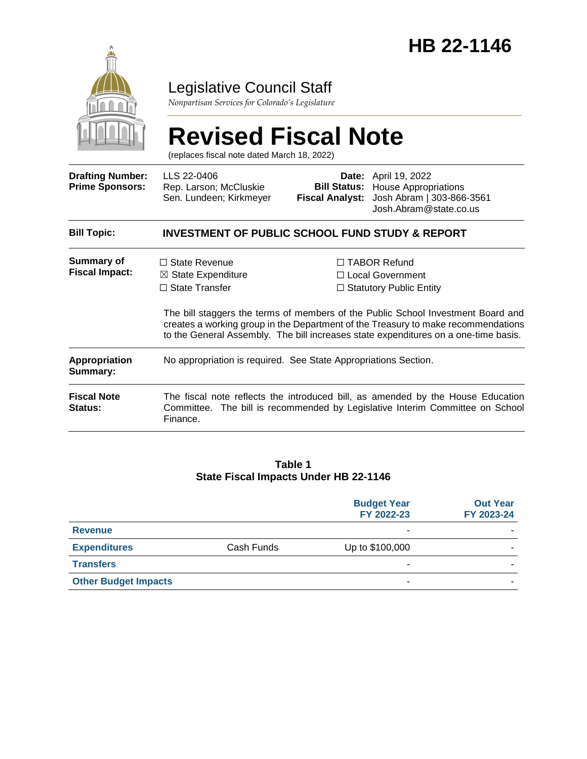# HB 22-1146

Legislative Council Staff

*Nonpartisan Services for Colorado's Legislature*

# Revised Fiscal Note

(replaces fiscal note dated March 18, 2022)

| | | | |
|---|---|---|---|
| **Drafting Number:** | LLS 22-0406 | **Date:** | April 19, 2022 |
| **Prime Sponsors:** | Rep. Larson; McCluskie<br>Sen. Lundeen; Kirkmeyer | **Bill Status:** | House Appropriations |
| | | **Fiscal Analyst:** | Josh Abram \| 303-866-3561<br>Josh.Abram@state.co.us |

| | |
|---|---|
| **Bill Topic:** | **INVESTMENT OF PUBLIC SCHOOL FUND STUDY & REPORT** |
| **Summary of Fiscal Impact:** | ☐ State Revenue<br>☒ State Expenditure<br>☐ State Transfer<br>☐ TABOR Refund<br>☐ Local Government<br>☐ Statutory Public Entity<br><br>The bill staggers the terms of members of the Public School Investment Board and creates a working group in the Department of the Treasury to make recommendations to the General Assembly. The bill increases state expenditures on a one-time basis. |
| **Appropriation Summary:** | No appropriation is required. See State Appropriations Section. |
| **Fiscal Note Status:** | The fiscal note reflects the introduced bill, as amended by the House Education Committee. The bill is recommended by Legislative Interim Committee on School Finance. |

**Table 1**
**State Fiscal Impacts Under HB 22-1146**

| | | Budget Year FY 2022-23 | Out Year FY 2023-24 |
|---|---|---|---|
| **Revenue** | | - | - |
| **Expenditures** | Cash Funds | Up to $100,000 | - |
| **Transfers** | | - | - |
| **Other Budget Impacts** | | - | - |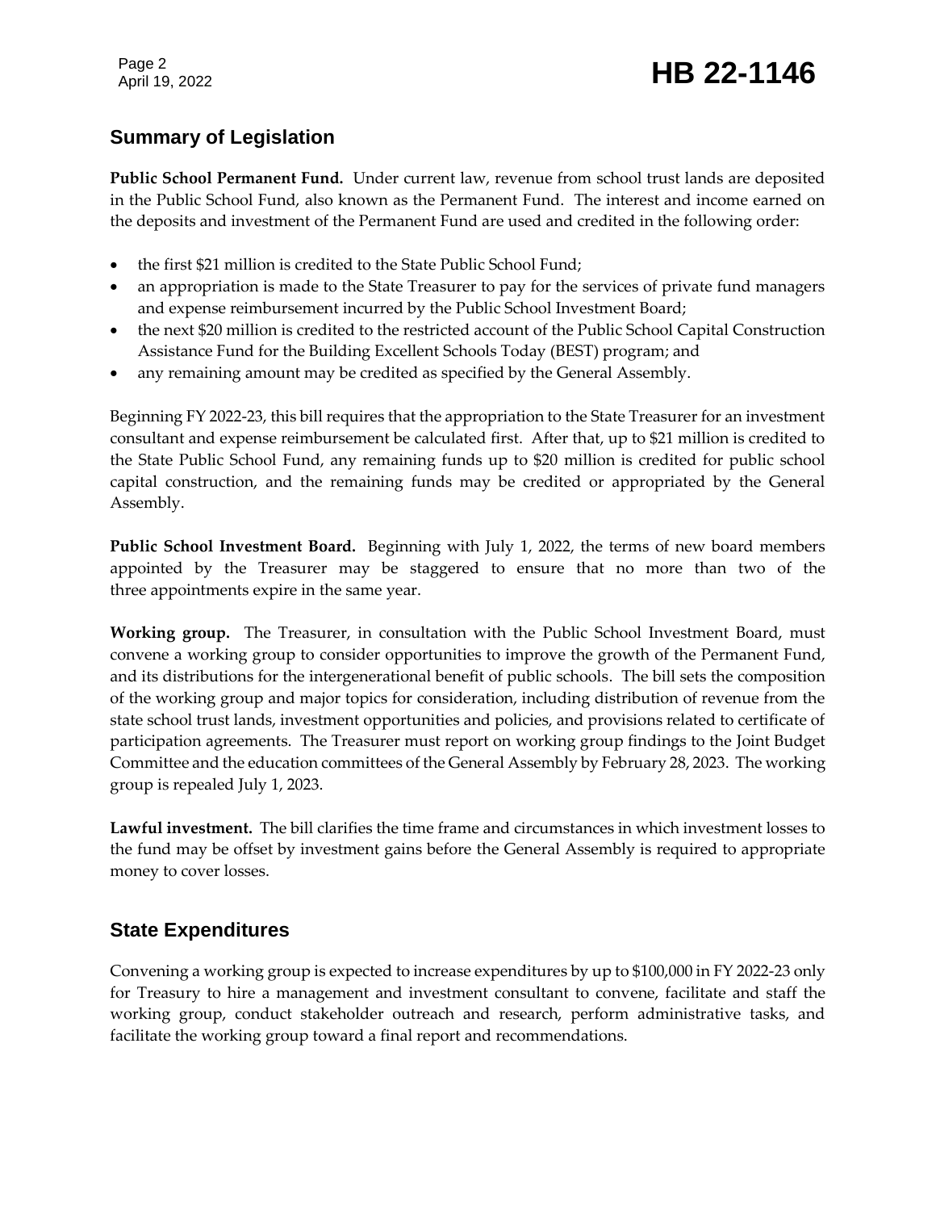## Summary of Legislation

**Public School Permanent Fund.** Under current law, revenue from school trust lands are deposited in the Public School Fund, also known as the Permanent Fund. The interest and income earned on the deposits and investment of the Permanent Fund are used and credited in the following order:

- the first $21 million is credited to the State Public School Fund;
- an appropriation is made to the State Treasurer to pay for the services of private fund managers and expense reimbursement incurred by the Public School Investment Board;
- the next $20 million is credited to the restricted account of the Public School Capital Construction Assistance Fund for the Building Excellent Schools Today (BEST) program; and
- any remaining amount may be credited as specified by the General Assembly.

Beginning FY 2022-23, this bill requires that the appropriation to the State Treasurer for an investment consultant and expense reimbursement be calculated first. After that, up to $21 million is credited to the State Public School Fund, any remaining funds up to $20 million is credited for public school capital construction, and the remaining funds may be credited or appropriated by the General Assembly.

**Public School Investment Board.** Beginning with July 1, 2022, the terms of new board members appointed by the Treasurer may be staggered to ensure that no more than two of the three appointments expire in the same year.

**Working group.** The Treasurer, in consultation with the Public School Investment Board, must convene a working group to consider opportunities to improve the growth of the Permanent Fund, and its distributions for the intergenerational benefit of public schools. The bill sets the composition of the working group and major topics for consideration, including distribution of revenue from the state school trust lands, investment opportunities and policies, and provisions related to certificate of participation agreements. The Treasurer must report on working group findings to the Joint Budget Committee and the education committees of the General Assembly by February 28, 2023. The working group is repealed July 1, 2023.

**Lawful investment.** The bill clarifies the time frame and circumstances in which investment losses to the fund may be offset by investment gains before the General Assembly is required to appropriate money to cover losses.

## State Expenditures

Convening a working group is expected to increase expenditures by up to $100,000 in FY 2022-23 only for Treasury to hire a management and investment consultant to convene, facilitate and staff the working group, conduct stakeholder outreach and research, perform administrative tasks, and facilitate the working group toward a final report and recommendations.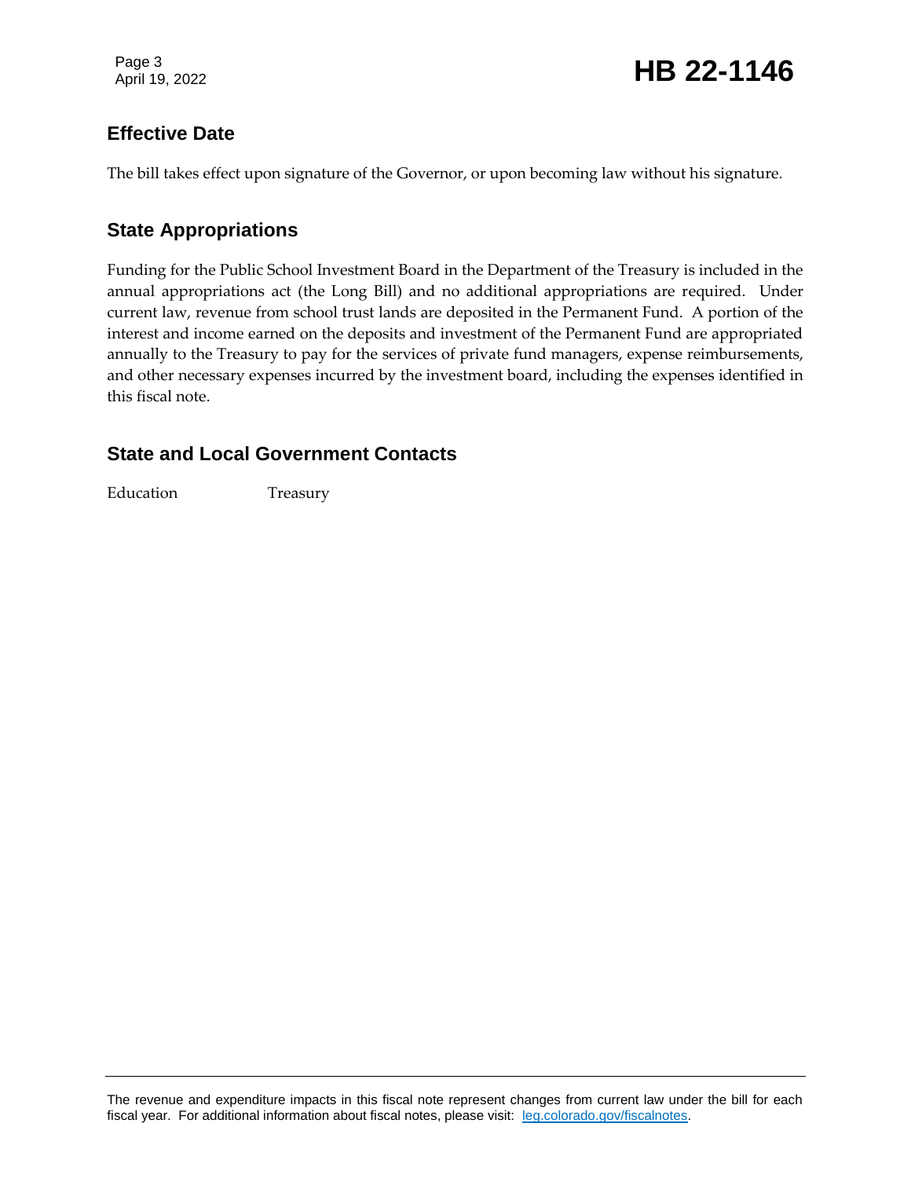## Effective Date

The bill takes effect upon signature of the Governor, or upon becoming law without his signature.

## State Appropriations

Funding for the Public School Investment Board in the Department of the Treasury is included in the annual appropriations act (the Long Bill) and no additional appropriations are required. Under current law, revenue from school trust lands are deposited in the Permanent Fund. A portion of the interest and income earned on the deposits and investment of the Permanent Fund are appropriated annually to the Treasury to pay for the services of private fund managers, expense reimbursements, and other necessary expenses incurred by the investment board, including the expenses identified in this fiscal note.

## State and Local Government Contacts

Education Treasury

The revenue and expenditure impacts in this fiscal note represent changes from current law under the bill for each fiscal year. For additional information about fiscal notes, please visit: leg.colorado.gov/fiscalnotes.